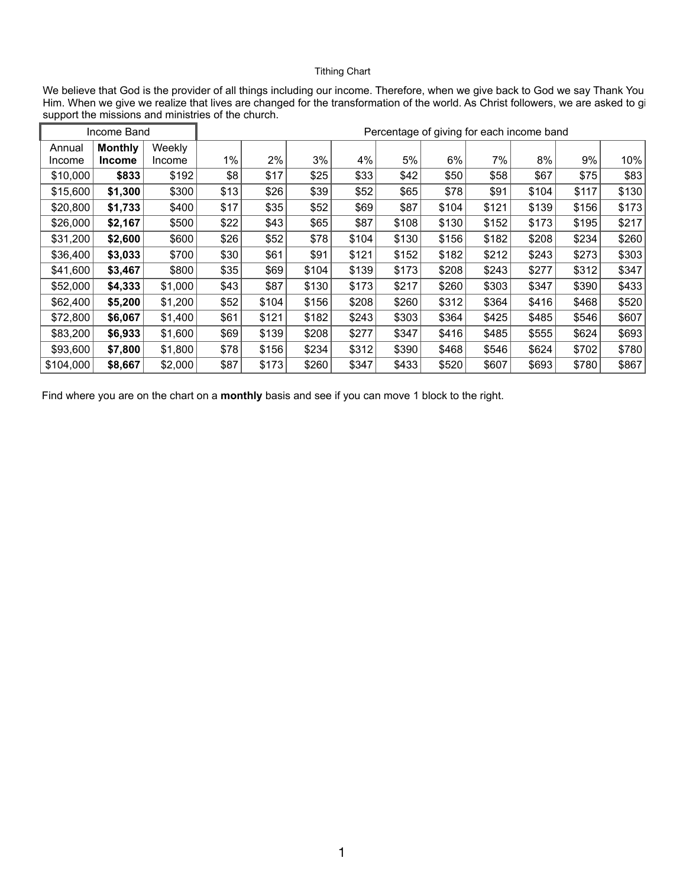Tithing Chart

We believe that God is the provider of all things including our income. Therefore, when we give back to God we say Thank You Him. When we give we realize that lives are changed for the transformation of the world. As Christ followers, we are asked to gi support the missions and ministries of the church.

| Income Band | | | Percentage of giving for each income band | | | | | | | | | |
|---|---|---|---|---|---|---|---|---|---|---|---|---|
| Annual Income | **Monthly Income** | Weekly Income | 1% | 2% | 3% | 4% | 5% | 6% | 7% | 8% | 9% | 10% |
| $10,000 | **$833** | $192 | $8 | $17 | $25 | $33 | $42 | $50 | $58 | $67 | $75 | $83 |
| $15,600 | **$1,300** | $300 | $13 | $26 | $39 | $52 | $65 | $78 | $91 | $104 | $117 | $130 |
| $20,800 | **$1,733** | $400 | $17 | $35 | $52 | $69 | $87 | $104 | $121 | $139 | $156 | $173 |
| $26,000 | **$2,167** | $500 | $22 | $43 | $65 | $87 | $108 | $130 | $152 | $173 | $195 | $217 |
| $31,200 | **$2,600** | $600 | $26 | $52 | $78 | $104 | $130 | $156 | $182 | $208 | $234 | $260 |
| $36,400 | **$3,033** | $700 | $30 | $61 | $91 | $121 | $152 | $182 | $212 | $243 | $273 | $303 |
| $41,600 | **$3,467** | $800 | $35 | $69 | $104 | $139 | $173 | $208 | $243 | $277 | $312 | $347 |
| $52,000 | **$4,333** | $1,000 | $43 | $87 | $130 | $173 | $217 | $260 | $303 | $347 | $390 | $433 |
| $62,400 | **$5,200** | $1,200 | $52 | $104 | $156 | $208 | $260 | $312 | $364 | $416 | $468 | $520 |
| $72,800 | **$6,067** | $1,400 | $61 | $121 | $182 | $243 | $303 | $364 | $425 | $485 | $546 | $607 |
| $83,200 | **$6,933** | $1,600 | $69 | $139 | $208 | $277 | $347 | $416 | $485 | $555 | $624 | $693 |
| $93,600 | **$7,800** | $1,800 | $78 | $156 | $234 | $312 | $390 | $468 | $546 | $624 | $702 | $780 |
| $104,000 | **$8,667** | $2,000 | $87 | $173 | $260 | $347 | $433 | $520 | $607 | $693 | $780 | $867 |

Find where you are on the chart on a **monthly** basis and see if you can move 1 block to the right.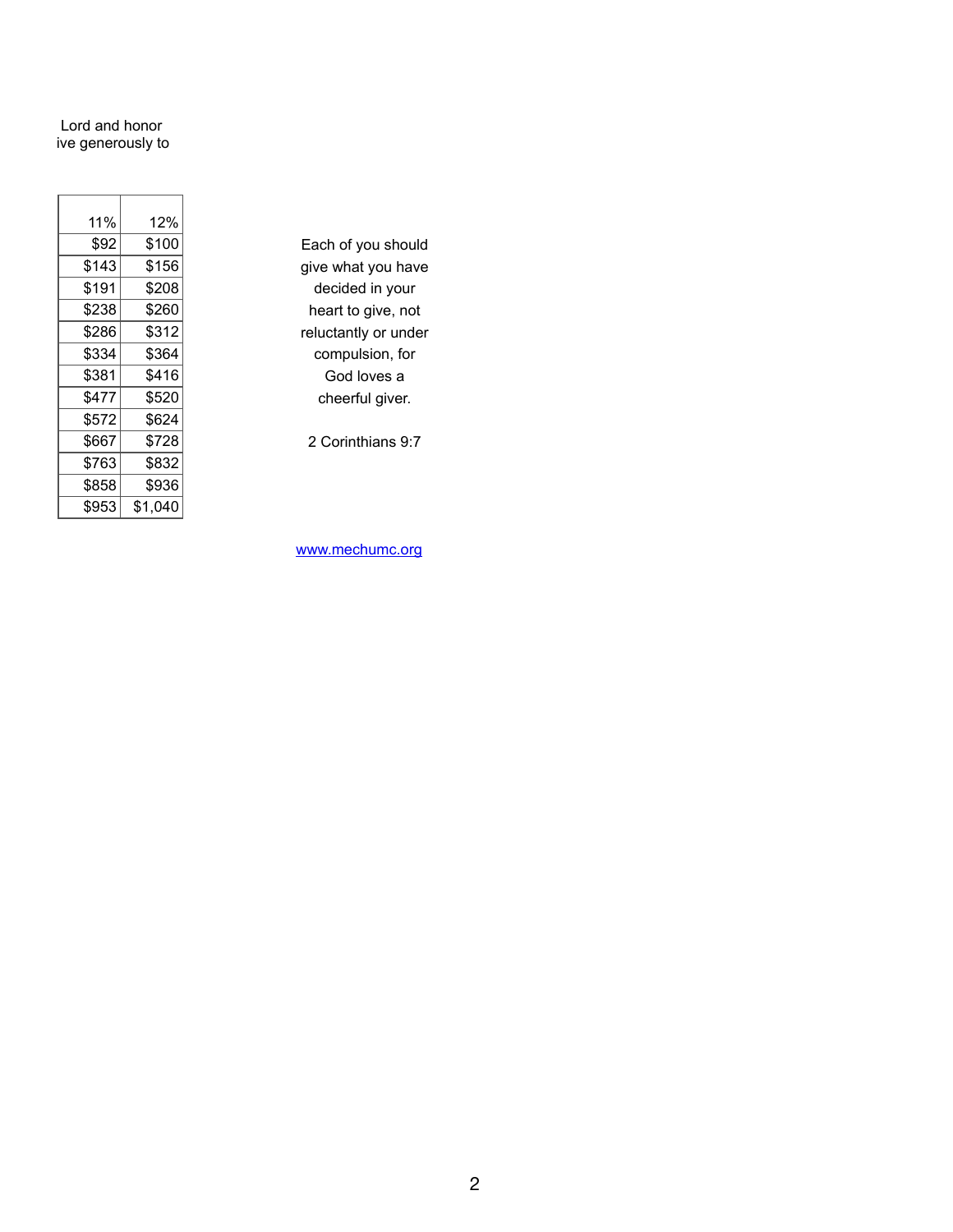Lord and honor
ive generously to

| 11% | 12% |
|---|---|
| $92 | $100 |
| $143 | $156 |
| $191 | $208 |
| $238 | $260 |
| $286 | $312 |
| $334 | $364 |
| $381 | $416 |
| $477 | $520 |
| $572 | $624 |
| $667 | $728 |
| $763 | $832 |
| $858 | $936 |
| $953 | $1,040 |

Each of you should give what you have decided in your heart to give, not reluctantly or under compulsion, for God loves a cheerful giver.

2 Corinthians 9:7

www.mechumc.org